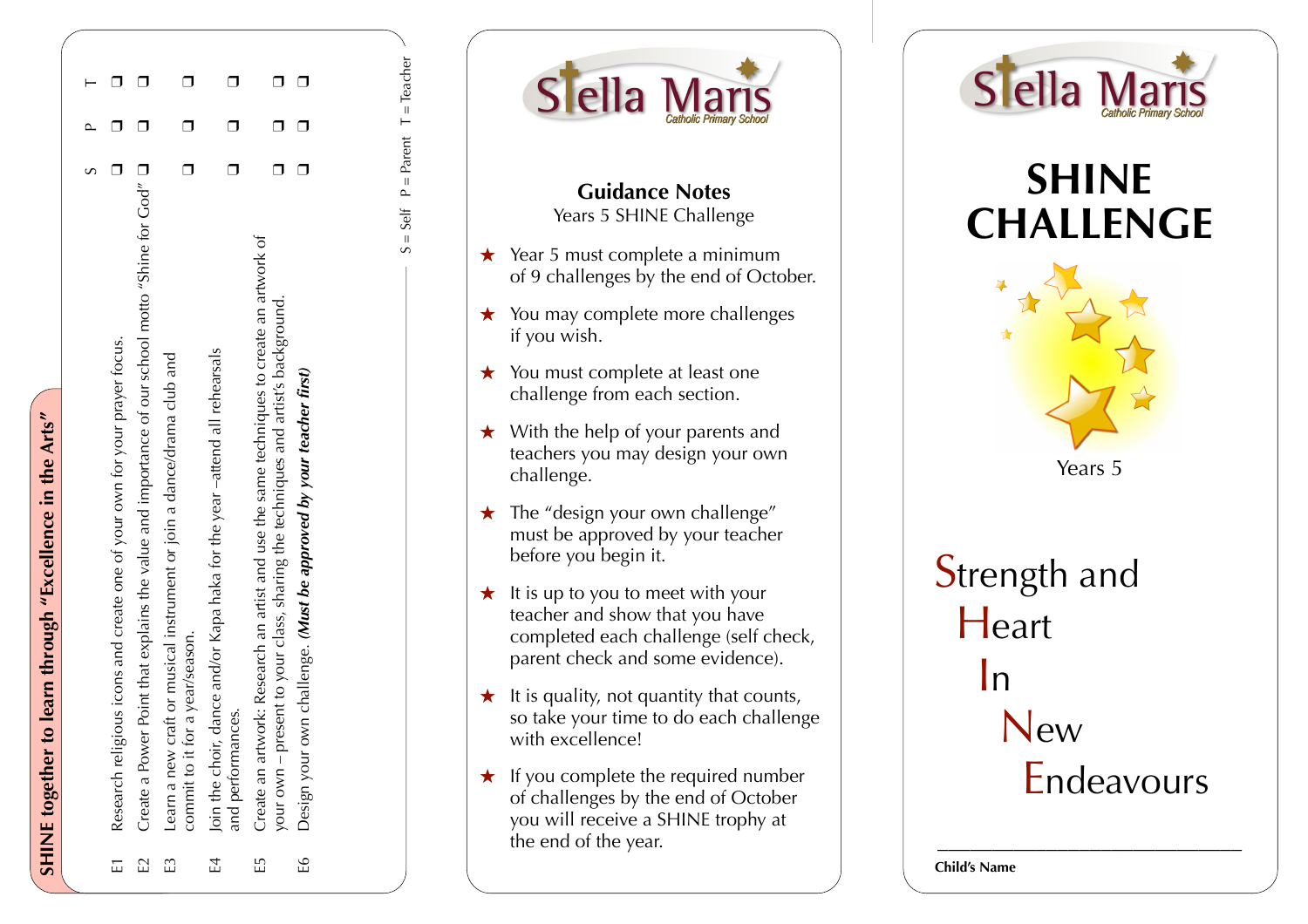## SHINE together to learn through "Excellence in the Arts"

| | | S | P | T |
|---|---|---|---|---|
| E1 | Research religious icons and create one of your own for your prayer focus. | ❒ | ❒ | ❒ |
| E2 | Create a Power Point that explains the value and importance of our school motto "Shine for God" | ❒ | ❒ | ❒ |
| E3 | Learn a new craft or musical instrument or join a dance/drama club and commit to it for a year/season. | ❒ | ❒ | ❒ |
| E4 | Join the choir, dance and/or Kapa haka for the year –attend all rehearsals and performances. | ❒ | ❒ | ❒ |
| E5 | Create an artwork: Research an artist and use the same techniques to create an artwork of your own – present to your class, sharing the techniques and artist's background. | ❒ | ❒ | ❒ |
| E6 | Design your own challenge. ***(Must be approved by your teacher first)*** | ❒ | ❒ | ❒ |

S = Self P = Parent T = Teacher

Stella Maris Catholic Primary School

## Guidance Notes

Years 5 SHINE Challenge

- ★ Year 5 must complete a minimum of 9 challenges by the end of October.
- ★ You may complete more challenges if you wish.
- ★ You must complete at least one challenge from each section.
- ★ With the help of your parents and teachers you may design your own challenge.
- ★ The "design your own challenge" must be approved by your teacher before you begin it.
- ★ It is up to you to meet with your teacher and show that you have completed each challenge (self check, parent check and some evidence).
- ★ It is quality, not quantity that counts, so take your time to do each challenge with excellence!
- ★ If you complete the required number of challenges by the end of October you will receive a SHINE trophy at the end of the year.

Stella Maris Catholic Primary School

# SHINE CHALLENGE

Years 5

Strength and
Heart
In
New
Endeavours

\_\_\_\_\_\_\_\_\_\_\_\_\_\_\_\_\_\_\_\_\_\_\_\_\_\_\_\_\_\_\_\_\_\_\_\_

**Child's Name**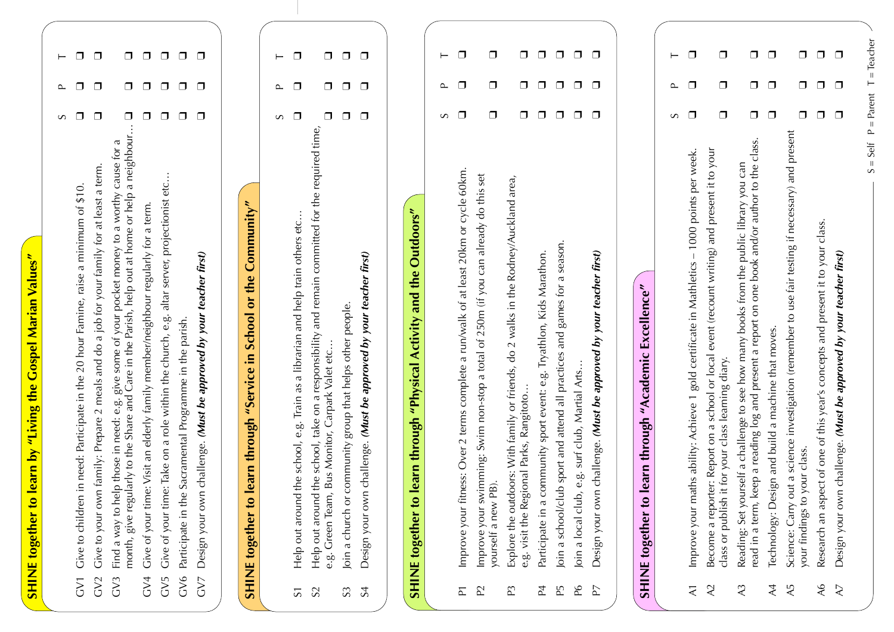## SHINE together to learn by "Living the Gospel Marian Values"

| | | S | P | T |
|---|---|---|---|---|
| GV1 | Give to children in need: Participate in the 20 hour Famine, raise a minimum of $10. | ❑ | ❑ | ❑ |
| GV2 | Give to your own family: Prepare 2 meals and do a job for your family for at least a term. | ❑ | ❑ | ❑ |
| GV3 | Find a way to help those in need: e.g. give some of your pocket money to a worthy cause for a month, give regularly to the Share and Care in the Parish, help out at home or help a neighbour… | ❑ | ❑ | ❑ |
| GV4 | Give of your time: Visit an elderly family member/neighbour regularly for a term. | ❑ | ❑ | ❑ |
| GV5 | Give of your time: Take on a role within the church, e.g. altar server, projectionist etc… | ❑ | ❑ | ❑ |
| GV6 | Participate in the Sacramental Programme in the parish. | ❑ | ❑ | ❑ |
| GV7 | Design your own challenge. ***(Must be approved by your teacher first)*** | ❑ | ❑ | ❑ |

## SHINE together to learn through "Service in School or the Community"

| | | S | P | T |
|---|---|---|---|---|
| S1 | Help out around the school, e.g. Train as a librarian and help train others etc… | ❑ | ❑ | ❑ |
| S2 | Help out around the school, take on a responsibility and remain committed for the required time, e.g. Green Team, Bus Monitor, Carpark Valet etc… | ❑ | ❑ | ❑ |
| S3 | Join a church or community group that helps other people. | ❑ | ❑ | ❑ |
| S4 | Design your own challenge. ***(Must be approved by your teacher first)*** | ❑ | ❑ | ❑ |

## SHINE together to learn through "Physical Activity and the Outdoors"

| | | S | P | T |
|---|---|---|---|---|
| P1 | Improve your fitness: Over 2 terms complete a run/walk of at least 20km or cycle 60km. | ❑ | ❑ | ❑ |
| P2 | Improve your swimming: Swim non-stop a total of 250m (if you can already do this set yourself a new PB). | ❑ | ❑ | ❑ |
| P3 | Explore the outdoors: With family or friends, do 2 walks in the Rodney/Auckland area, e.g. visit the Regional Parks, Rangitoto… | ❑ | ❑ | ❑ |
| P4 | Participate in a community sport event: e.g. Tryathlon, Kids Marathon. | ❑ | ❑ | ❑ |
| P5 | Join a school/club sport and attend all practices and games for a season. | ❑ | ❑ | ❑ |
| P6 | Join a local club, e.g. surf club, Martial Arts… | ❑ | ❑ | ❑ |
| P7 | Design your own challenge. ***(Must be approved by your teacher first)*** | ❑ | ❑ | ❑ |

## SHINE together to learn through "Academic Excellence"

| | | S | P | T |
|---|---|---|---|---|
| A1 | Improve your maths ability: Achieve 1 gold certificate in Mathletics – 1000 points per week. | ❑ | ❑ | ❑ |
| A2 | Become a reporter: Report on a school or local event (recount writing) and present it to your class or publish it for your class learning diary. | ❑ | ❑ | ❑ |
| A3 | Reading: Set yourself a challenge to see how many books from the public library you can read in a term, keep a reading log and present a report on one book and/or author to the class. | ❑ | ❑ | ❑ |
| A4 | Technology: Design and build a machine that moves. | ❑ | ❑ | ❑ |
| A5 | Science: Carry out a science investigation (remember to use fair testing if necessary) and present your findings to your class. | ❑ | ❑ | ❑ |
| A6 | Research an aspect of one of this year's concepts and present it to your class. | ❑ | ❑ | ❑ |
| A7 | Design your own challenge. ***(Must be approved by your teacher first)*** | ❑ | ❑ | ❑ |

S = Self P = Parent T = Teacher